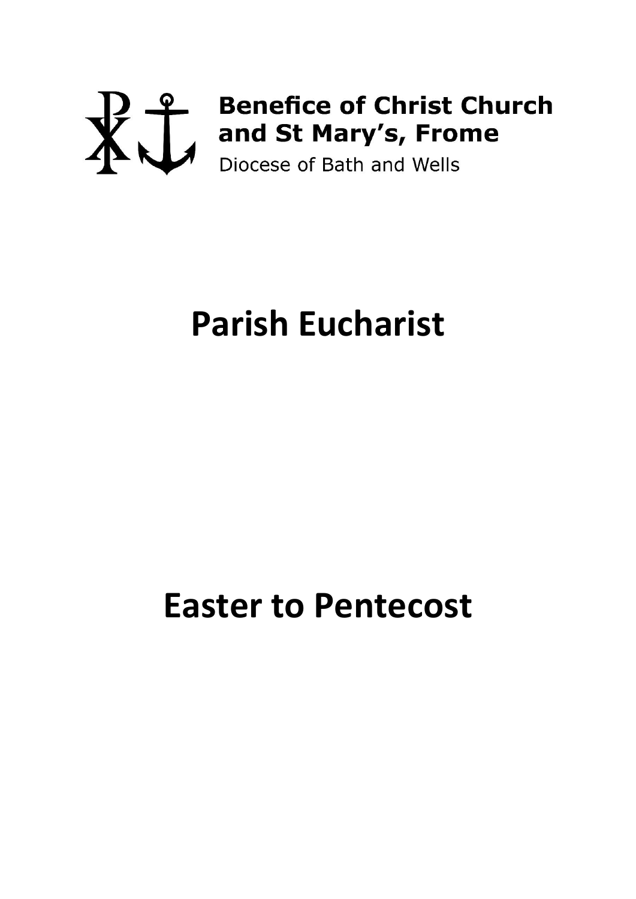**Benefice of Christ Church and St Mary's, Frome**

Diocese of Bath and Wells

# Parish Eucharist

# Easter to Pentecost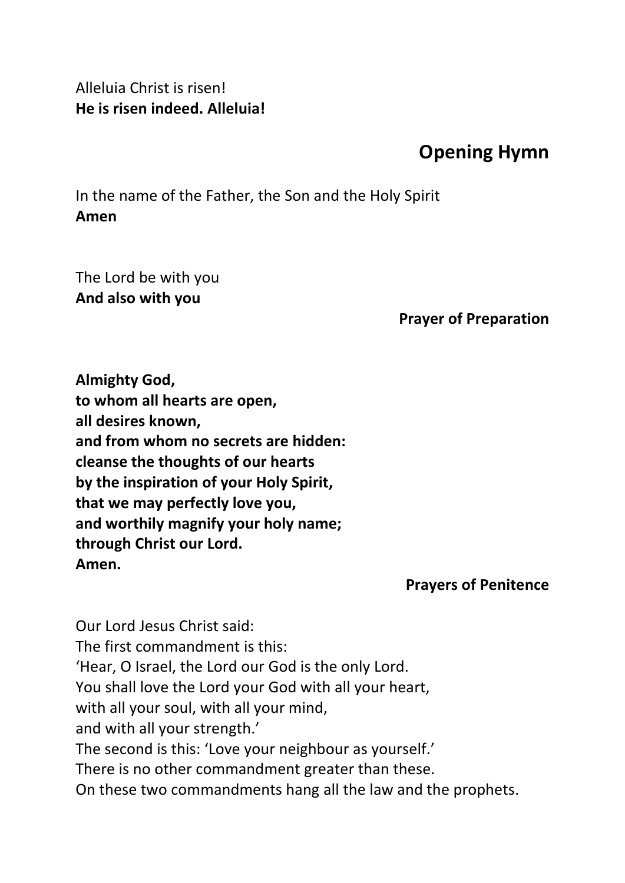Alleluia Christ is risen!
**He is risen indeed. Alleluia!**

## Opening Hymn

In the name of the Father, the Son and the Holy Spirit
**Amen**

The Lord be with you
**And also with you**

### Prayer of Preparation

**Almighty God,**
**to whom all hearts are open,**
**all desires known,**
**and from whom no secrets are hidden:**
**cleanse the thoughts of our hearts**
**by the inspiration of your Holy Spirit,**
**that we may perfectly love you,**
**and worthily magnify your holy name;**
**through Christ our Lord.**
**Amen.**

### Prayers of Penitence

Our Lord Jesus Christ said:
The first commandment is this:
'Hear, O Israel, the Lord our God is the only Lord.
You shall love the Lord your God with all your heart,
with all your soul, with all your mind,
and with all your strength.'
The second is this: 'Love your neighbour as yourself.'
There is no other commandment greater than these.
On these two commandments hang all the law and the prophets.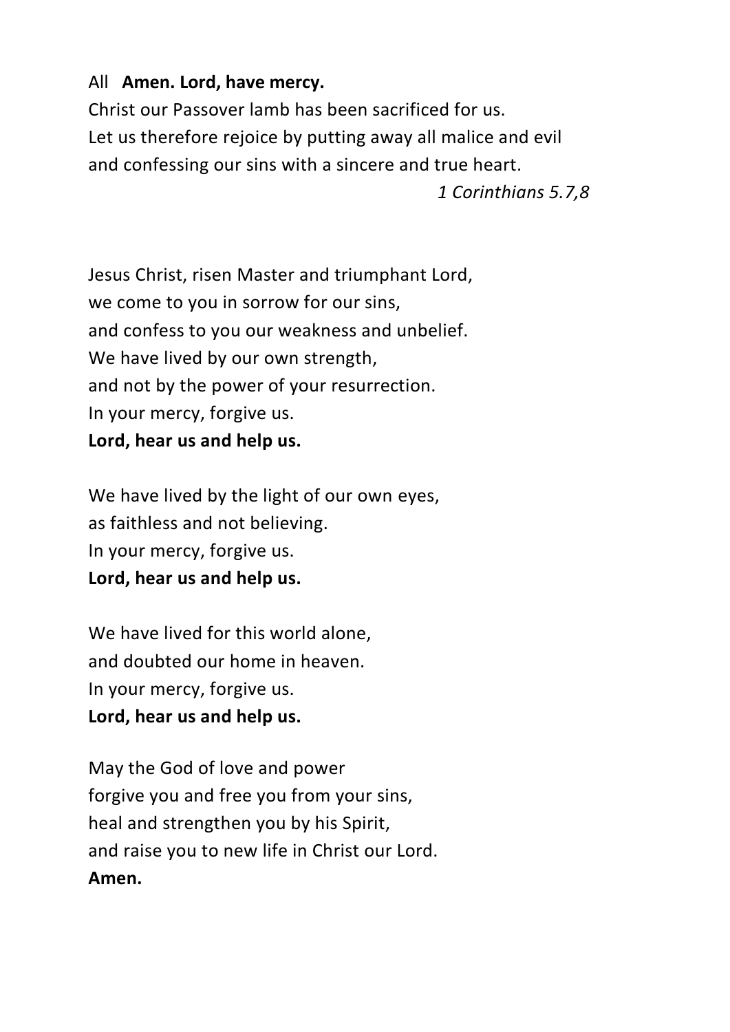All **Amen. Lord, have mercy.**

Christ our Passover lamb has been sacrificed for us.
Let us therefore rejoice by putting away all malice and evil
and confessing our sins with a sincere and true heart.

*1 Corinthians 5.7,8*

Jesus Christ, risen Master and triumphant Lord,
we come to you in sorrow for our sins,
and confess to you our weakness and unbelief.
We have lived by our own strength,
and not by the power of your resurrection.
In your mercy, forgive us.
**Lord, hear us and help us.**

We have lived by the light of our own eyes,
as faithless and not believing.
In your mercy, forgive us.
**Lord, hear us and help us.**

We have lived for this world alone,
and doubted our home in heaven.
In your mercy, forgive us.
**Lord, hear us and help us.**

May the God of love and power
forgive you and free you from your sins,
heal and strengthen you by his Spirit,
and raise you to new life in Christ our Lord.
**Amen.**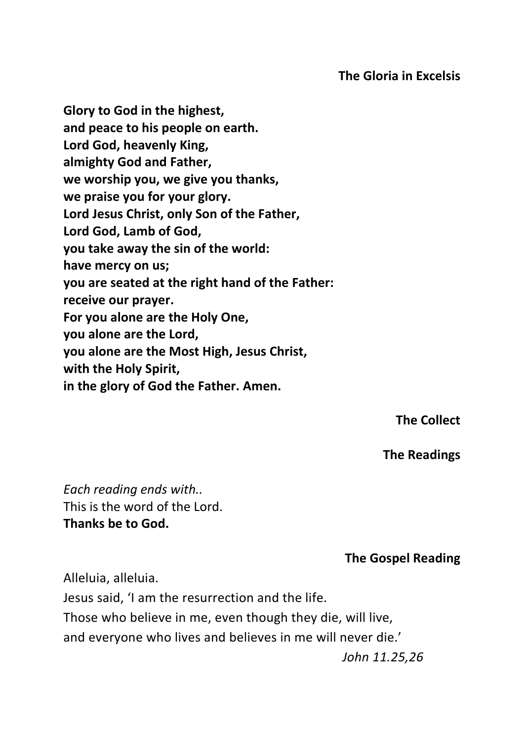## The Gloria in Excelsis

**Glory to God in the highest,**
**and peace to his people on earth.**
**Lord God, heavenly King,**
**almighty God and Father,**
**we worship you, we give you thanks,**
**we praise you for your glory.**
**Lord Jesus Christ, only Son of the Father,**
**Lord God, Lamb of God,**
**you take away the sin of the world:**
**have mercy on us;**
**you are seated at the right hand of the Father:**
**receive our prayer.**
**For you alone are the Holy One,**
**you alone are the Lord,**
**you alone are the Most High, Jesus Christ,**
**with the Holy Spirit,**
**in the glory of God the Father. Amen.**

## The Collect

## The Readings

*Each reading ends with..*
This is the word of the Lord.
**Thanks be to God.**

## The Gospel Reading

Alleluia, alleluia.
Jesus said, 'I am the resurrection and the life.
Those who believe in me, even though they die, will live,
and everyone who lives and believes in me will never die.'

*John 11.25,26*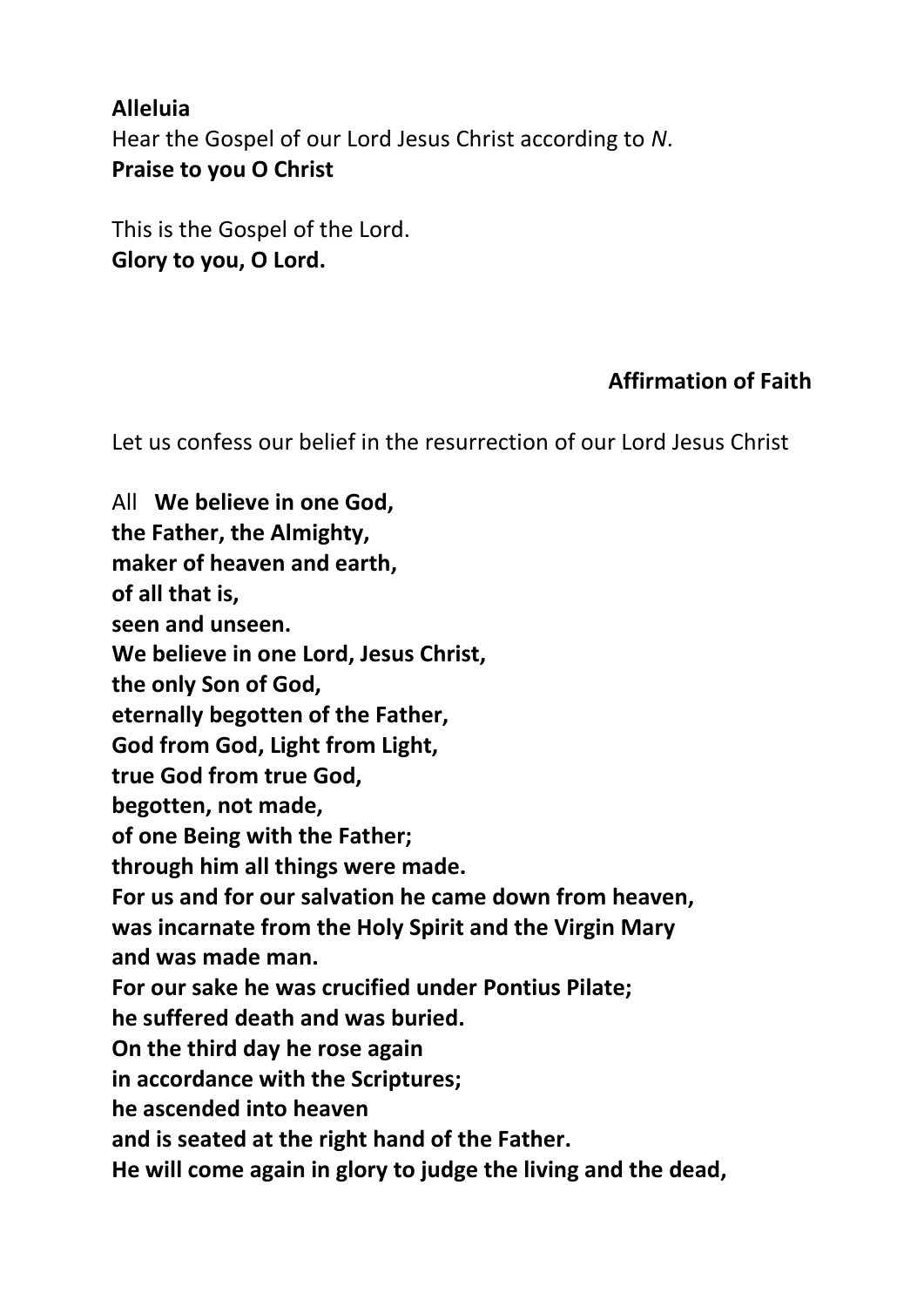**Alleluia**
Hear the Gospel of our Lord Jesus Christ according to *N*.
**Praise to you O Christ**

This is the Gospel of the Lord.
**Glory to you, O Lord.**

## Affirmation of Faith

Let us confess our belief in the resurrection of our Lord Jesus Christ

All **We believe in one God,**
**the Father, the Almighty,**
**maker of heaven and earth,**
**of all that is,**
**seen and unseen.**
**We believe in one Lord, Jesus Christ,**
**the only Son of God,**
**eternally begotten of the Father,**
**God from God, Light from Light,**
**true God from true God,**
**begotten, not made,**
**of one Being with the Father;**
**through him all things were made.**
**For us and for our salvation he came down from heaven,**
**was incarnate from the Holy Spirit and the Virgin Mary**
**and was made man.**
**For our sake he was crucified under Pontius Pilate;**
**he suffered death and was buried.**
**On the third day he rose again**
**in accordance with the Scriptures;**
**he ascended into heaven**
**and is seated at the right hand of the Father.**
**He will come again in glory to judge the living and the dead,**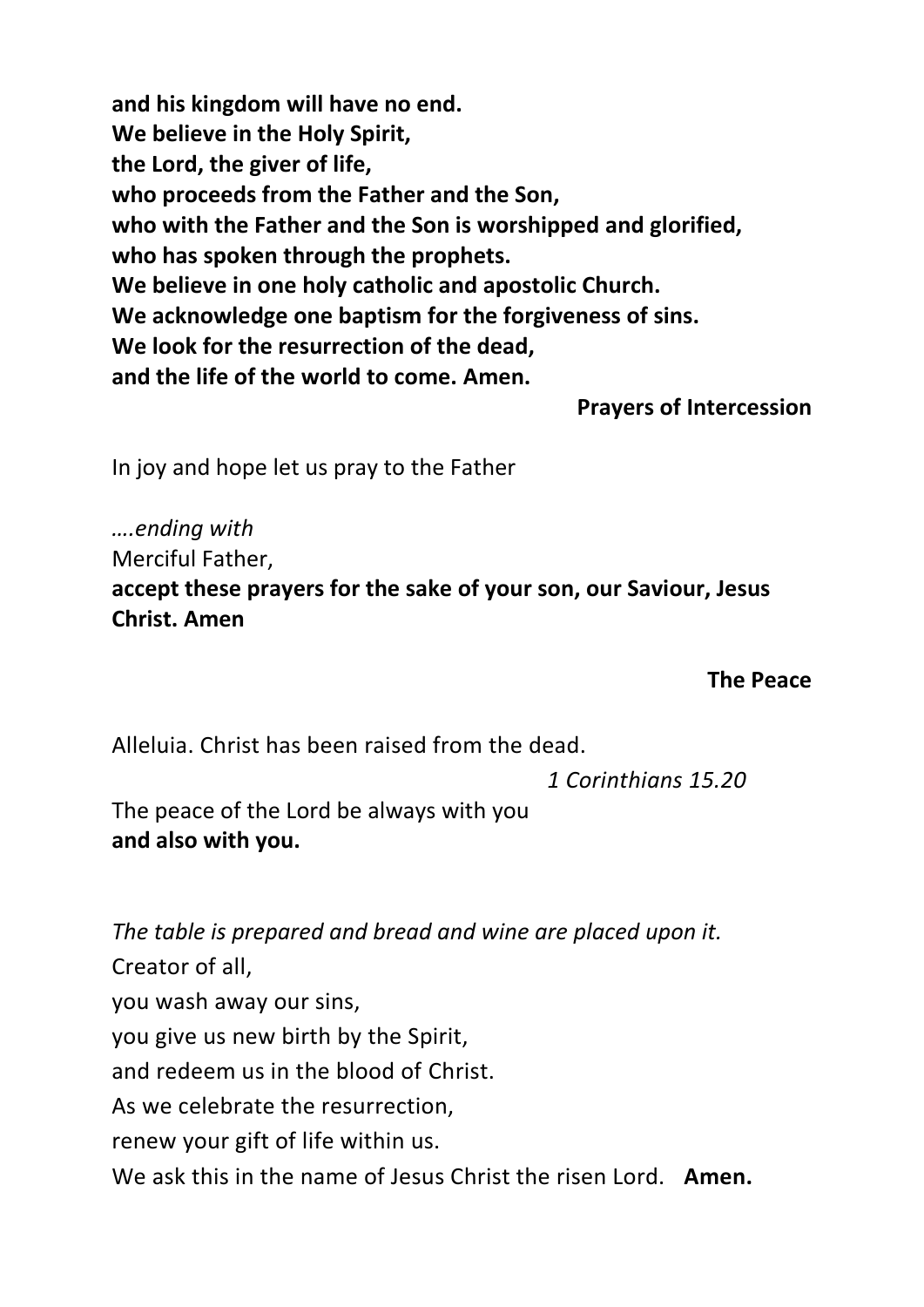**and his kingdom will have no end.**
**We believe in the Holy Spirit,**
**the Lord, the giver of life,**
**who proceeds from the Father and the Son,**
**who with the Father and the Son is worshipped and glorified,**
**who has spoken through the prophets.**
**We believe in one holy catholic and apostolic Church.**
**We acknowledge one baptism for the forgiveness of sins.**
**We look for the resurrection of the dead,**
**and the life of the world to come. Amen.**

## Prayers of Intercession

In joy and hope let us pray to the Father

*….ending with*
Merciful Father,
**accept these prayers for the sake of your son, our Saviour, Jesus Christ. Amen**

## The Peace

Alleluia. Christ has been raised from the dead.

*1 Corinthians 15.20*

The peace of the Lord be always with you
**and also with you.**

*The table is prepared and bread and wine are placed upon it.*

Creator of all,
you wash away our sins,
you give us new birth by the Spirit,
and redeem us in the blood of Christ.
As we celebrate the resurrection,
renew your gift of life within us.
We ask this in the name of Jesus Christ the risen Lord. **Amen.**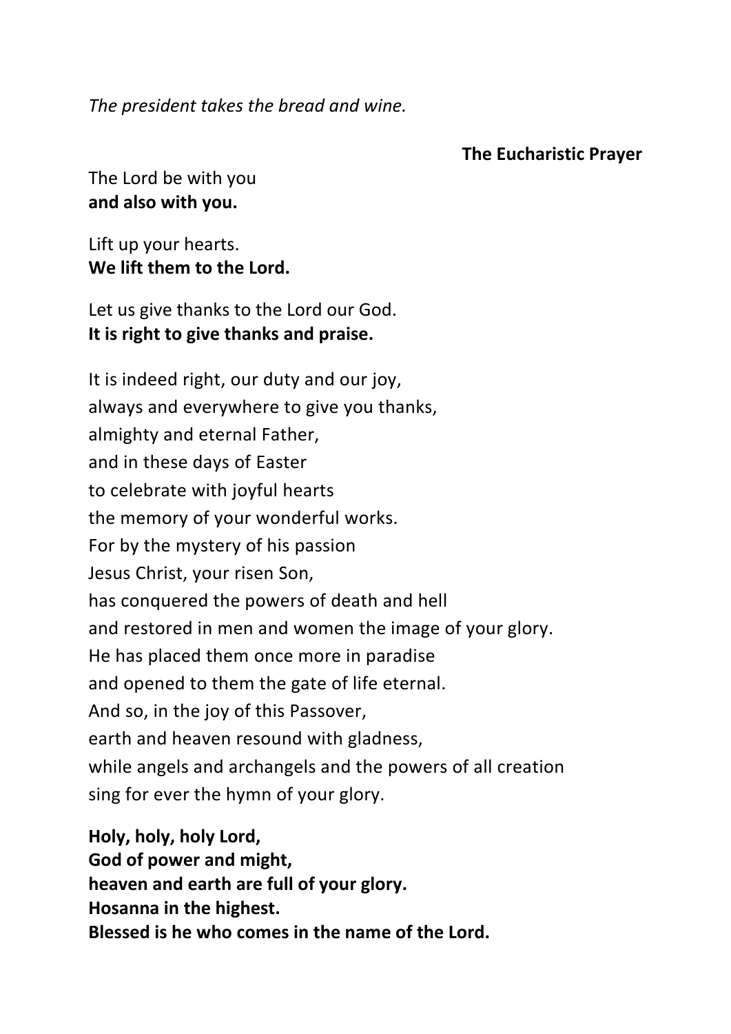*The president takes the bread and wine.*

**The Eucharistic Prayer**

The Lord be with you
**and also with you.**

Lift up your hearts.
**We lift them to the Lord.**

Let us give thanks to the Lord our God.
**It is right to give thanks and praise.**

It is indeed right, our duty and our joy,
always and everywhere to give you thanks,
almighty and eternal Father,
and in these days of Easter
to celebrate with joyful hearts
the memory of your wonderful works.
For by the mystery of his passion
Jesus Christ, your risen Son,
has conquered the powers of death and hell
and restored in men and women the image of your glory.
He has placed them once more in paradise
and opened to them the gate of life eternal.
And so, in the joy of this Passover,
earth and heaven resound with gladness,
while angels and archangels and the powers of all creation
sing for ever the hymn of your glory.

**Holy, holy, holy Lord,**
**God of power and might,**
**heaven and earth are full of your glory.**
**Hosanna in the highest.**
**Blessed is he who comes in the name of the Lord.**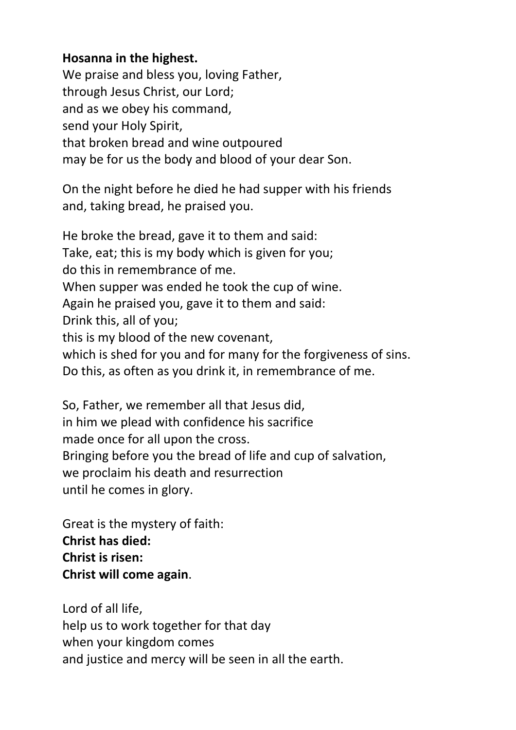**Hosanna in the highest.**
We praise and bless you, loving Father,
through Jesus Christ, our Lord;
and as we obey his command,
send your Holy Spirit,
that broken bread and wine outpoured
may be for us the body and blood of your dear Son.

On the night before he died he had supper with his friends
and, taking bread, he praised you.

He broke the bread, gave it to them and said:
Take, eat; this is my body which is given for you;
do this in remembrance of me.
When supper was ended he took the cup of wine.
Again he praised you, gave it to them and said:
Drink this, all of you;
this is my blood of the new covenant,
which is shed for you and for many for the forgiveness of sins.
Do this, as often as you drink it, in remembrance of me.

So, Father, we remember all that Jesus did,
in him we plead with confidence his sacrifice
made once for all upon the cross.
Bringing before you the bread of life and cup of salvation,
we proclaim his death and resurrection
until he comes in glory.

Great is the mystery of faith:
**Christ has died:**
**Christ is risen:**
**Christ will come again**.

Lord of all life,
help us to work together for that day
when your kingdom comes
and justice and mercy will be seen in all the earth.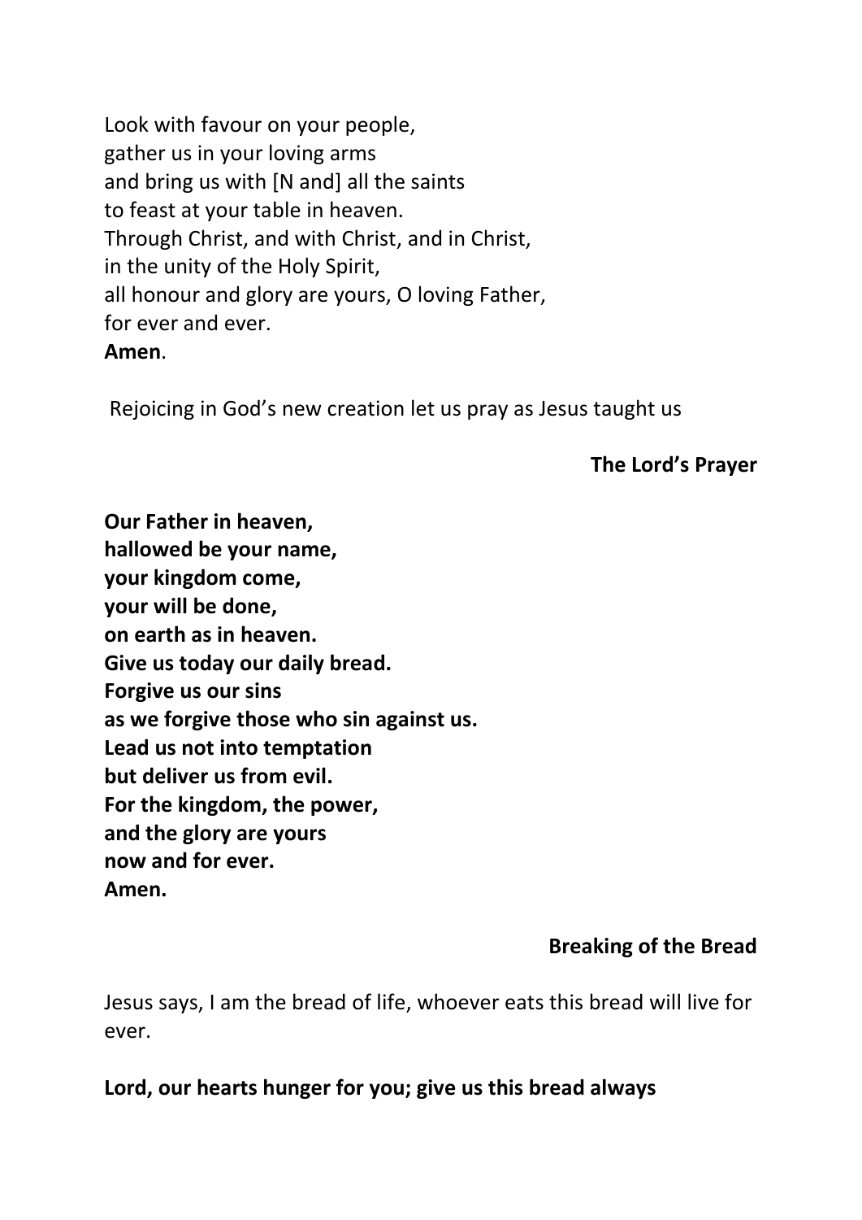Look with favour on your people,
gather us in your loving arms
and bring us with [N and] all the saints
to feast at your table in heaven.
Through Christ, and with Christ, and in Christ,
in the unity of the Holy Spirit,
all honour and glory are yours, O loving Father,
for ever and ever.
**Amen**.

Rejoicing in God's new creation let us pray as Jesus taught us

**The Lord's Prayer**

**Our Father in heaven,**
**hallowed be your name,**
**your kingdom come,**
**your will be done,**
**on earth as in heaven.**
**Give us today our daily bread.**
**Forgive us our sins**
**as we forgive those who sin against us.**
**Lead us not into temptation**
**but deliver us from evil.**
**For the kingdom, the power,**
**and the glory are yours**
**now and for ever.**
**Amen.**

**Breaking of the Bread**

Jesus says, I am the bread of life, whoever eats this bread will live for ever.

**Lord, our hearts hunger for you; give us this bread always**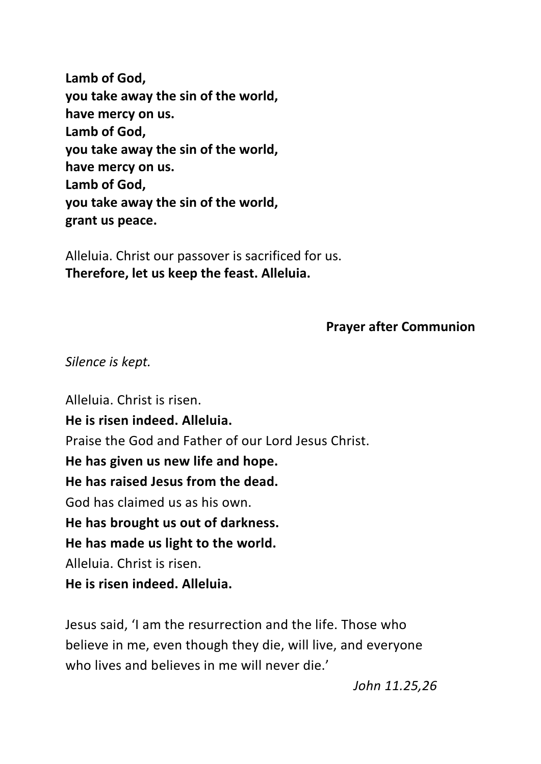**Lamb of God,**
**you take away the sin of the world,**
**have mercy on us.**
**Lamb of God,**
**you take away the sin of the world,**
**have mercy on us.**
**Lamb of God,**
**you take away the sin of the world,**
**grant us peace.**

Alleluia. Christ our passover is sacrificed for us.
**Therefore, let us keep the feast. Alleluia.**

## Prayer after Communion

*Silence is kept.*

Alleluia. Christ is risen.
**He is risen indeed. Alleluia.**
Praise the God and Father of our Lord Jesus Christ.
**He has given us new life and hope.**
**He has raised Jesus from the dead.**
God has claimed us as his own.
**He has brought us out of darkness.**
**He has made us light to the world.**
Alleluia. Christ is risen.
**He is risen indeed. Alleluia.**

Jesus said, 'I am the resurrection and the life. Those who believe in me, even though they die, will live, and everyone who lives and believes in me will never die.'

*John 11.25,26*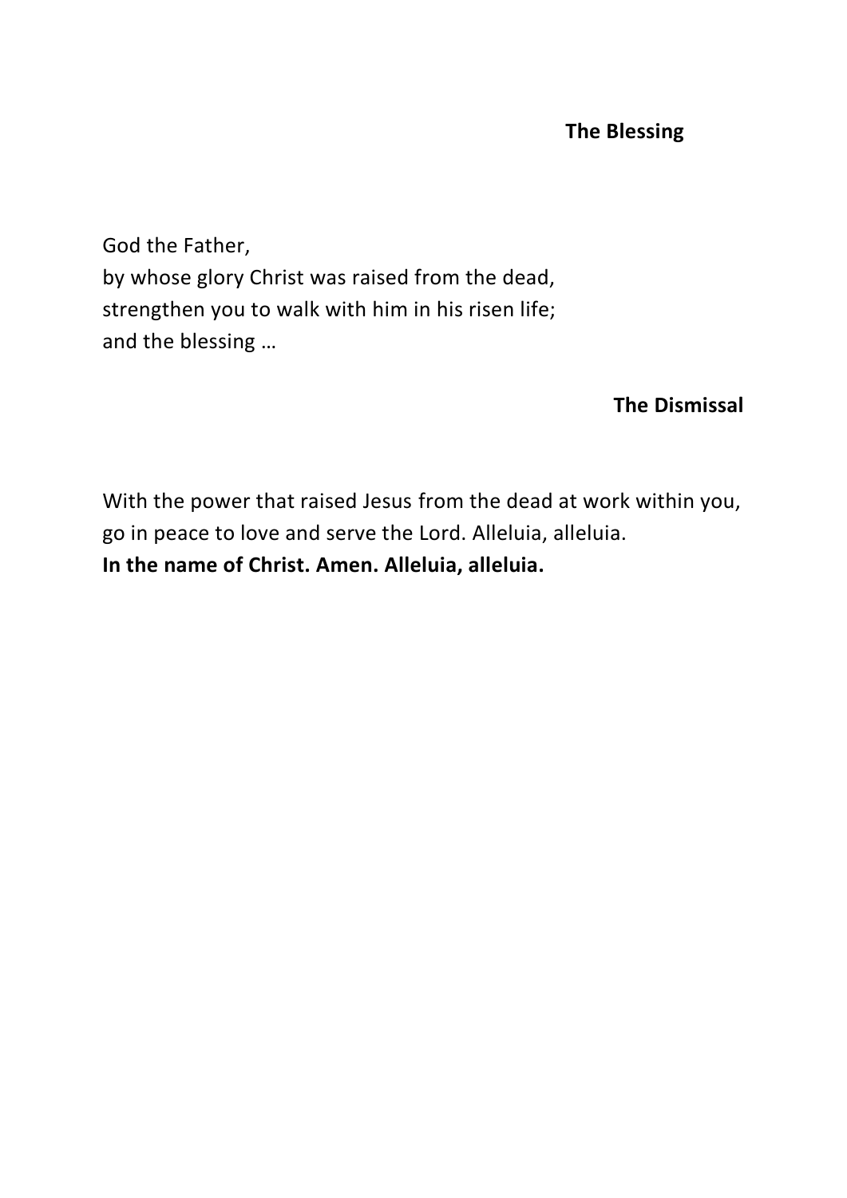## The Blessing

God the Father,
by whose glory Christ was raised from the dead,
strengthen you to walk with him in his risen life;
and the blessing …

## The Dismissal

With the power that raised Jesus from the dead at work within you,
go in peace to love and serve the Lord. Alleluia, alleluia.
**In the name of Christ. Amen. Alleluia, alleluia.**